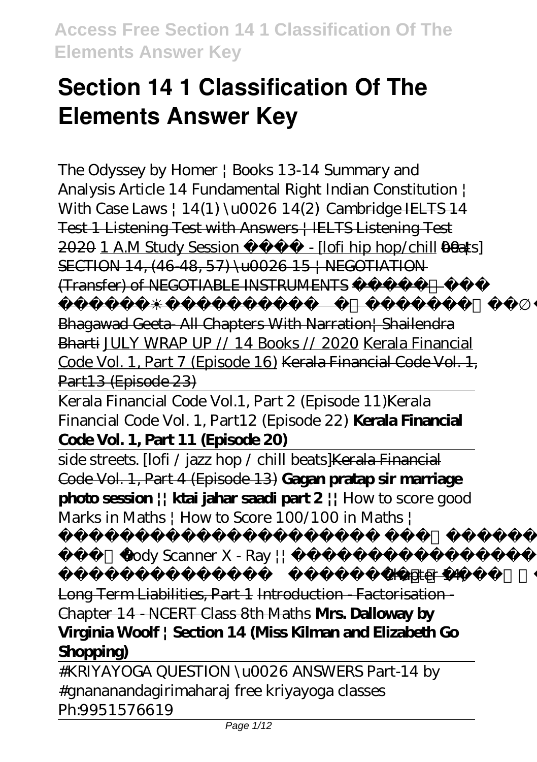# Section 14 1 Classification Of The Elements Answer Key

*The Odyssey by Homer | Books 13-14 Summary and Analysis* *Article 14 Fundamental Right Indian Constitution | With Case Laws | 14(1) \u0026 14(2)* ~~Cambridge IELTS 14 Test 1 Listening Test with Answers | IELTS Listening Test 2020~~ 1 A.M Study Session - [lofi hip hop/chill beats] ~~80 | SECTION 14, (46-48, 57) \u0026 15 | NEGOTIATION (Transfer) of NEGOTIABLE INSTRUMENTS~~ Bhagawad Geeta- All Chapters With Narration| Shailendra Bharti JULY WRAP UP // 14 Books // 2020 Kerala Financial Code Vol. 1, Part 7 (Episode 16) ~~Kerala Financial Code Vol. 1, Part13 (Episode 23)~~

Kerala Financial Code Vol.1, Part 2 (Episode 11)*Kerala Financial Code Vol. 1, Part12 (Episode 22)* **Kerala Financial Code Vol. 1, Part 11 (Episode 20)**

side streets. [lofi / jazz hop / chill beats]~~Kerala Financial Code Vol. 1, Part 4 (Episode 13)~~ **Gagan pratap sir marriage photo session || ktai jahar saadi part 2 ||** *How to score good Marks in Maths | How to Score 100/100 in Maths |*

*Body Scanner X - Ray ||* Chapter 14, Long Term Liabilities, Part 1 ~~Introduction - Factorisation - Chapter 14 - NCERT Class 8th Maths~~ **Mrs. Dalloway by Virginia Woolf | Section 14 (Miss Kilman and Elizabeth Go Shopping)**

#KRIYAYOGA QUESTION \u0026 ANSWERS Part-14 by #gnananandagirimaharaj free kriyayoga classes Ph:9951576619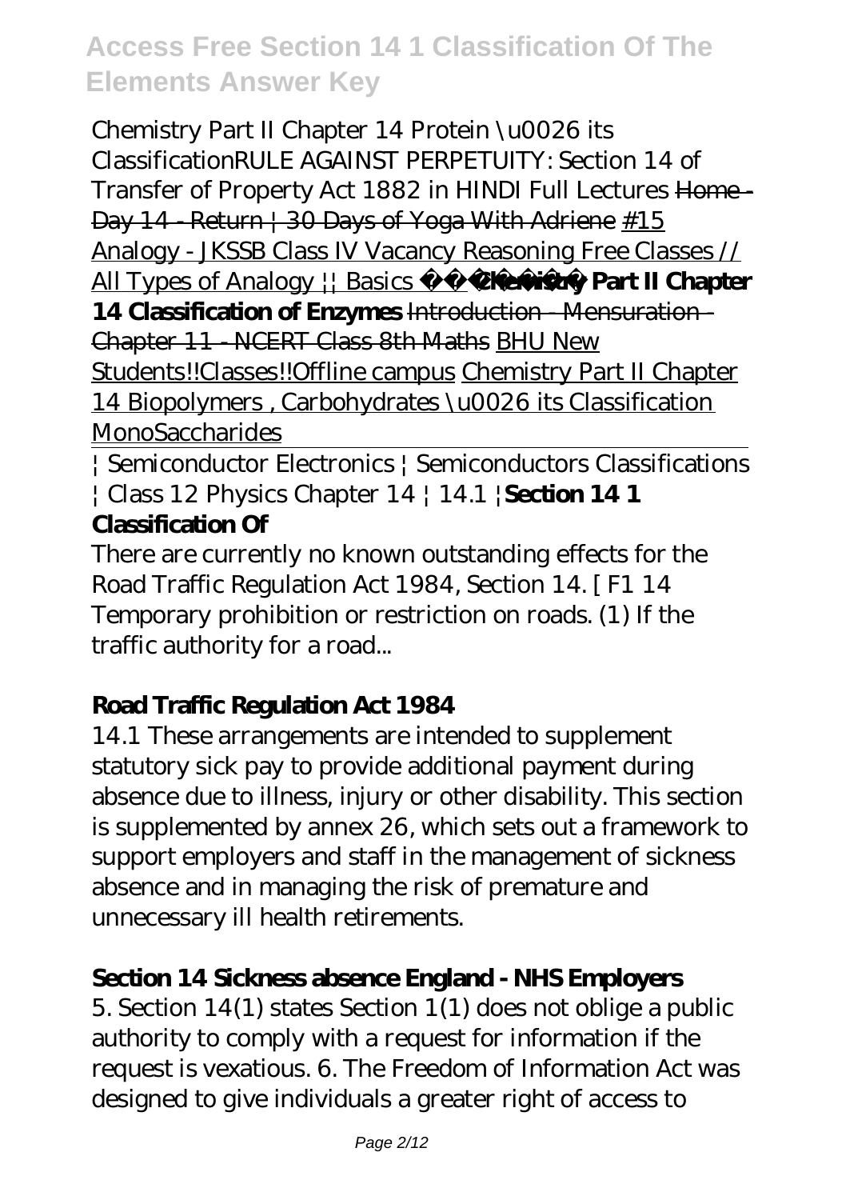Chemistry Part II Chapter 14 Protein \u0026 its ClassificationRULE AGAINST PERPETUITY: Section 14 of Transfer of Property Act 1882 in HINDI Full Lectures Home - Day 14 - Return | 30 Days of Yoga With Adriene #15 Analogy - JKSSB Class IV Vacancy Reasoning Free Classes // All Types of Analogy || Basics **Chemistry Part II Chapter 14 Classification of Enzymes** Introduction - Mensuration - Chapter 11 - NCERT Class 8th Maths BHU New Students!!Classes!!Offline campus Chemistry Part II Chapter 14 Biopolymers , Carbohydrates \u0026 its Classification MonoSaccharides

| Semiconductor Electronics | Semiconductors Classifications | Class 12 Physics Chapter 14 | 14.1 |**Section 14 1 Classification Of**

There are currently no known outstanding effects for the Road Traffic Regulation Act 1984, Section 14. [ F1 14 Temporary prohibition or restriction on roads. (1) If the traffic authority for a road...

**Road Traffic Regulation Act 1984**

14.1 These arrangements are intended to supplement statutory sick pay to provide additional payment during absence due to illness, injury or other disability. This section is supplemented by annex 26, which sets out a framework to support employers and staff in the management of sickness absence and in managing the risk of premature and unnecessary ill health retirements.

**Section 14 Sickness absence England - NHS Employers**

5. Section 14(1) states Section 1(1) does not oblige a public authority to comply with a request for information if the request is vexatious. 6. The Freedom of Information Act was designed to give individuals a greater right of access to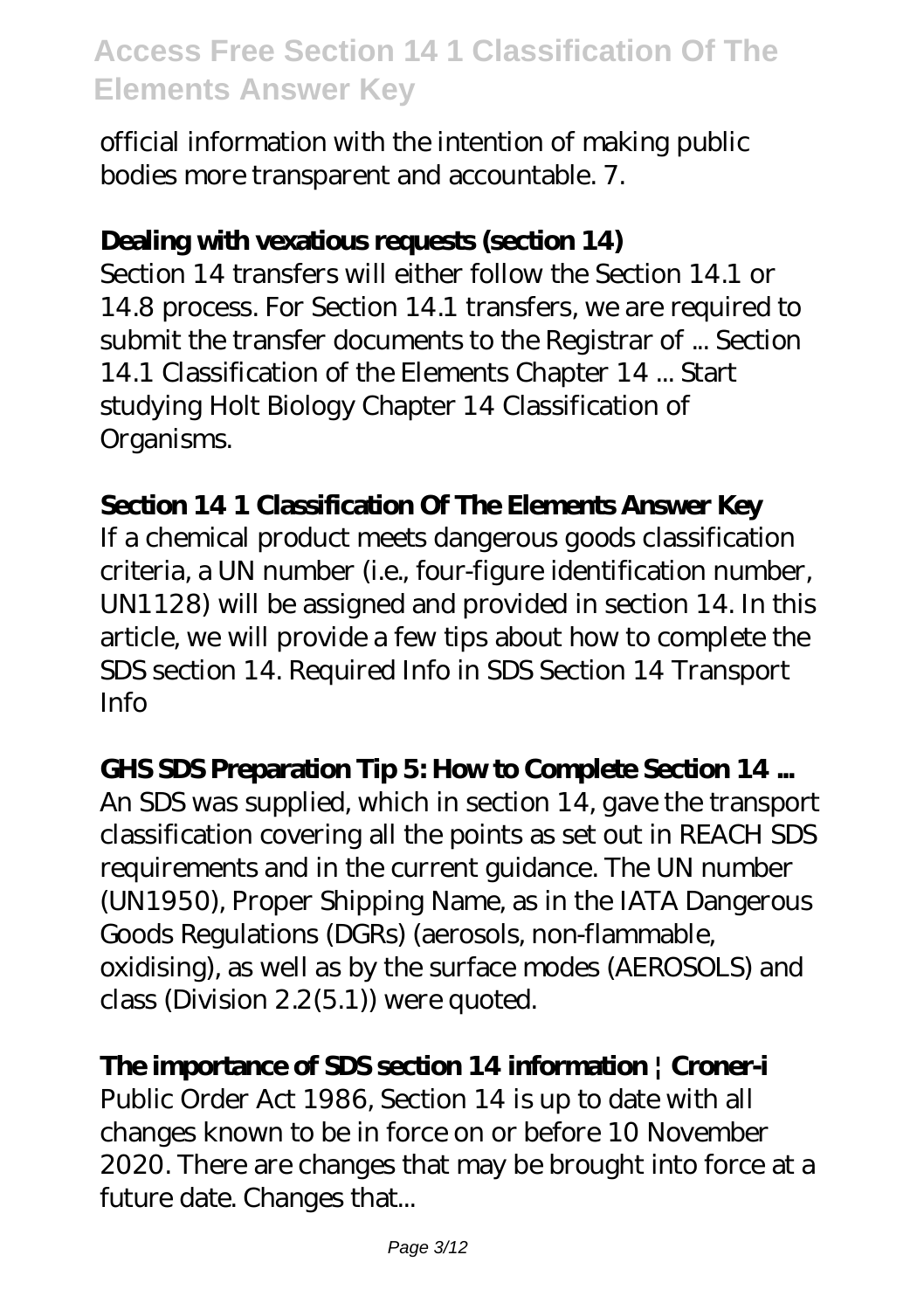official information with the intention of making public bodies more transparent and accountable. 7.

## Dealing with vexatious requests (section 14)

Section 14 transfers will either follow the Section 14.1 or 14.8 process. For Section 14.1 transfers, we are required to submit the transfer documents to the Registrar of ... Section 14.1 Classification of the Elements Chapter 14 ... Start studying Holt Biology Chapter 14 Classification of Organisms.

## Section 14 1 Classification Of The Elements Answer Key

If a chemical product meets dangerous goods classification criteria, a UN number (i.e., four-figure identification number, UN1128) will be assigned and provided in section 14. In this article, we will provide a few tips about how to complete the SDS section 14. Required Info in SDS Section 14 Transport Info

## GHS SDS Preparation Tip 5: How to Complete Section 14 ...

An SDS was supplied, which in section 14, gave the transport classification covering all the points as set out in REACH SDS requirements and in the current guidance. The UN number (UN1950), Proper Shipping Name, as in the IATA Dangerous Goods Regulations (DGRs) (aerosols, non-flammable, oxidising), as well as by the surface modes (AEROSOLS) and class (Division 2.2(5.1)) were quoted.

## The importance of SDS section 14 information | Croner-i

Public Order Act 1986, Section 14 is up to date with all changes known to be in force on or before 10 November 2020. There are changes that may be brought into force at a future date. Changes that...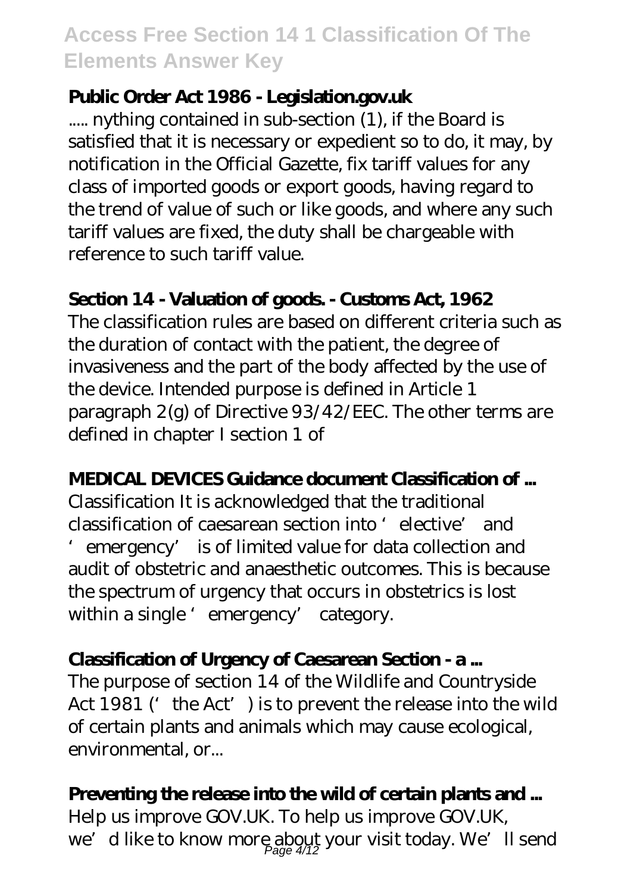**Public Order Act 1986 - Legislation.gov.uk**

..... nything contained in sub-section (1), if the Board is satisfied that it is necessary or expedient so to do, it may, by notification in the Official Gazette, fix tariff values for any class of imported goods or export goods, having regard to the trend of value of such or like goods, and where any such tariff values are fixed, the duty shall be chargeable with reference to such tariff value.

**Section 14 - Valuation of goods. - Customs Act, 1962**

The classification rules are based on different criteria such as the duration of contact with the patient, the degree of invasiveness and the part of the body affected by the use of the device. Intended purpose is defined in Article 1 paragraph 2(g) of Directive 93/42/EEC. The other terms are defined in chapter I section 1 of

**MEDICAL DEVICES Guidance document Classification of ...**

Classification It is acknowledged that the traditional classification of caesarean section into 'elective' and 'emergency' is of limited value for data collection and audit of obstetric and anaesthetic outcomes. This is because the spectrum of urgency that occurs in obstetrics is lost within a single 'emergency' category.

**Classification of Urgency of Caesarean Section - a ...**

The purpose of section 14 of the Wildlife and Countryside Act 1981 ('the Act') is to prevent the release into the wild of certain plants and animals which may cause ecological, environmental, or...

**Preventing the release into the wild of certain plants and ...**

Help us improve GOV.UK. To help us improve GOV.UK, we'd like to know more about your visit today. We'll send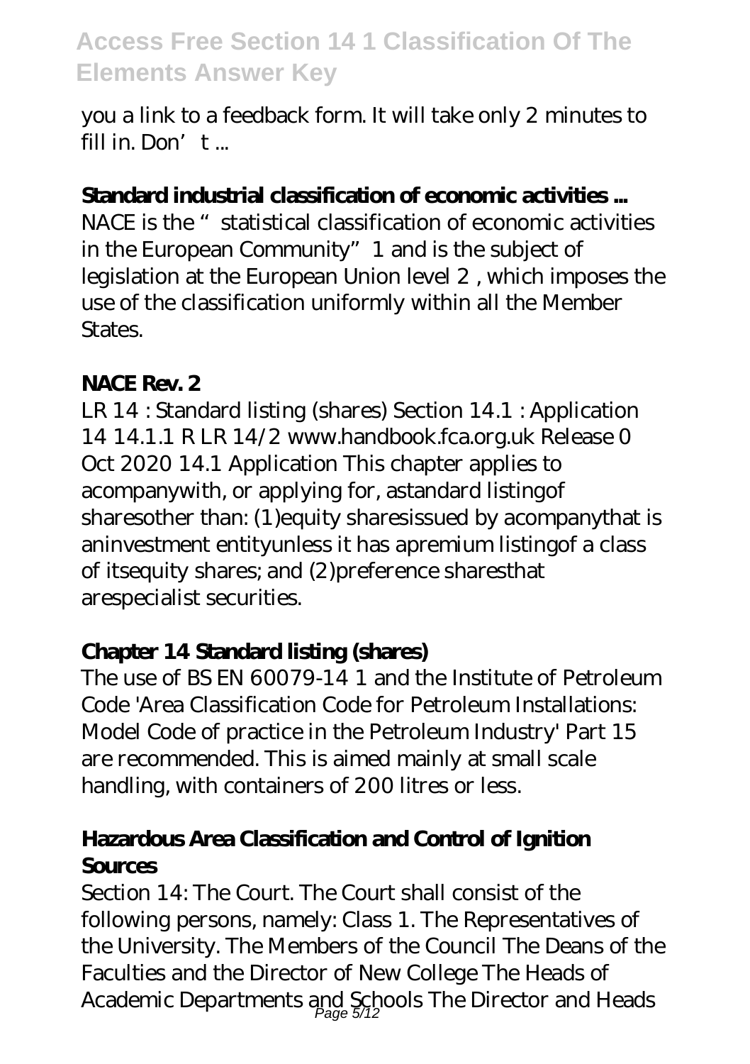you a link to a feedback form. It will take only 2 minutes to fill in. Don' t ...

**Standard industrial classification of economic activities ...**

NACE is the " statistical classification of economic activities in the European Community" 1 and is the subject of legislation at the European Union level 2 , which imposes the use of the classification uniformly within all the Member States.

**NACE Rev. 2**

LR 14 : Standard listing (shares) Section 14.1 : Application 14 14.1.1 R LR 14/2 www.handbook.fca.org.uk Release 0 Oct 2020 14.1 Application This chapter applies to acompanywith, or applying for, astandard listingof sharesother than: (1)equity sharesissued by acompanythat is aninvestment entityunless it has apremium listingof a class of itsequity shares; and (2)preference sharesthat arespecialist securities.

**Chapter 14 Standard listing (shares)**

The use of BS EN 60079-14 1 and the Institute of Petroleum Code 'Area Classification Code for Petroleum Installations: Model Code of practice in the Petroleum Industry' Part 15 are recommended. This is aimed mainly at small scale handling, with containers of 200 litres or less.

**Hazardous Area Classification and Control of Ignition Sources**

Section 14: The Court. The Court shall consist of the following persons, namely: Class 1. The Representatives of the University. The Members of the Council The Deans of the Faculties and the Director of New College The Heads of Academic Departments and Schools The Director and Heads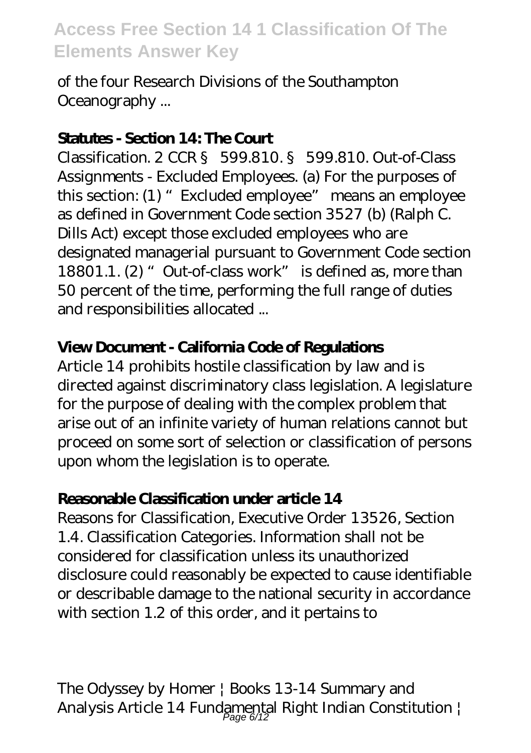of the four Research Divisions of the Southampton Oceanography ...

**Statutes - Section 14: The Court**

Classification. 2 CCR § 599.810. § 599.810. Out-of-Class Assignments - Excluded Employees. (a) For the purposes of this section: (1) "Excluded employee" means an employee as defined in Government Code section 3527 (b) (Ralph C. Dills Act) except those excluded employees who are designated managerial pursuant to Government Code section 18801.1. (2) "Out-of-class work" is defined as, more than 50 percent of the time, performing the full range of duties and responsibilities allocated ...

**View Document - California Code of Regulations**

Article 14 prohibits hostile classification by law and is directed against discriminatory class legislation. A legislature for the purpose of dealing with the complex problem that arise out of an infinite variety of human relations cannot but proceed on some sort of selection or classification of persons upon whom the legislation is to operate.

**Reasonable Classification under article 14**

Reasons for Classification, Executive Order 13526, Section 1.4. Classification Categories. Information shall not be considered for classification unless its unauthorized disclosure could reasonably be expected to cause identifiable or describable damage to the national security in accordance with section 1.2 of this order, and it pertains to

The Odyssey by Homer | Books 13-14 Summary and Analysis Article 14 Fundamental Right Indian Constitution |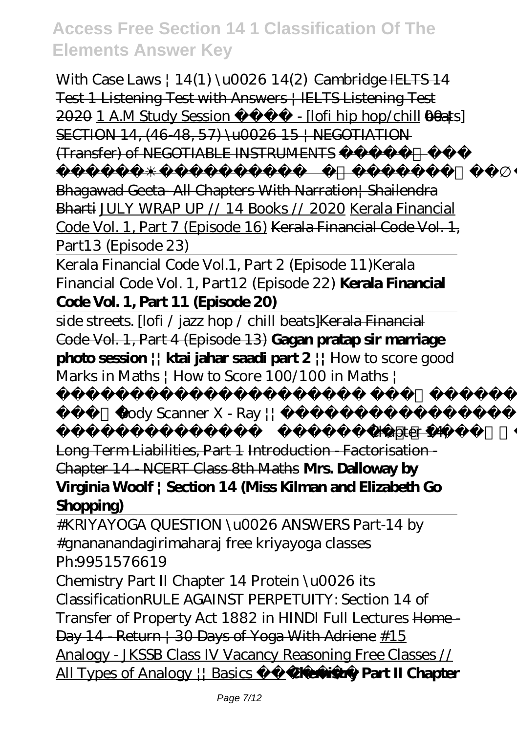With Case Laws | 14(1) \u0026 14(2) Cambridge IELTS 14 Test 1 Listening Test with Answers | IELTS Listening Test 2020 1 A.M Study Session - [lofi hip hop/chill beats] 00 | SECTION 14, (46-48, 57) \u0026 15 | NEGOTIATION (Transfer) of NEGOTIABLE INSTRUMENTS

Bhagawad Geeta- All Chapters With Narration| Shailendra Bharti JULY WRAP UP // 14 Books // 2020 Kerala Financial Code Vol. 1, Part 7 (Episode 16) Kerala Financial Code Vol. 1, Part13 (Episode 23)

Kerala Financial Code Vol.1, Part 2 (Episode 11)*Kerala Financial Code Vol. 1, Part12 (Episode 22)* **Kerala Financial Code Vol. 1, Part 11 (Episode 20)**

side streets. [lofi / jazz hop / chill beats]Kerala Financial Code Vol. 1, Part 4 (Episode 13) **Gagan pratap sir marriage photo session || ktai jahar saadi part 2 ||** *How to score good Marks in Maths | How to Score 100/100 in Maths |*

*Body Scanner X - Ray ||* Chapter 14, Long Term Liabilities, Part 1 Introduction - Factorisation - Chapter 14 - NCERT Class 8th Maths **Mrs. Dalloway by Virginia Woolf | Section 14 (Miss Kilman and Elizabeth Go Shopping)**

*#KRIYAYOGA QUESTION \u0026 ANSWERS Part-14 by #gnananandagirimaharaj free kriyayoga classes Ph:9951576619*

Chemistry Part II Chapter 14 Protein \u0026 its Classification*RULE AGAINST PERPETUITY: Section 14 of Transfer of Property Act 1882 in HINDI Full Lectures* Home - Day 14 - Return | 30 Days of Yoga With Adriene #15 Analogy - JKSSB Class IV Vacancy Reasoning Free Classes // All Types of Analogy || Basics **Chemistry Part II Chapter**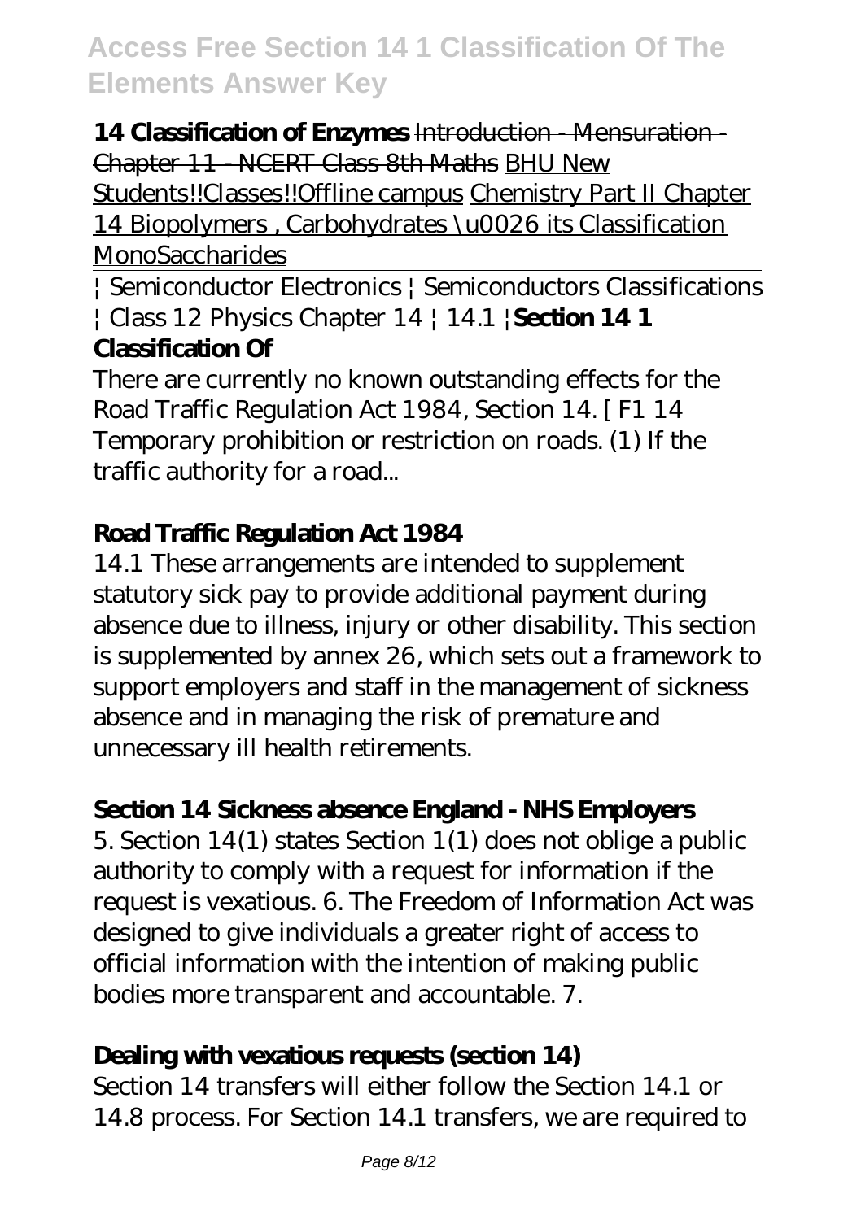**14 Classification of Enzymes** Introduction - Mensuration - Chapter 11 - NCERT Class 8th Maths BHU New Students!!Classes!!Offline campus Chemistry Part II Chapter 14 Biopolymers , Carbohydrates \u0026 its Classification MonoSaccharides

| Semiconductor Electronics | Semiconductors Classifications | Class 12 Physics Chapter 14 | 14.1 |**Section 14 1 Classification Of**

There are currently no known outstanding effects for the Road Traffic Regulation Act 1984, Section 14. [ F1 14 Temporary prohibition or restriction on roads. (1) If the traffic authority for a road...

**Road Traffic Regulation Act 1984**

14.1 These arrangements are intended to supplement statutory sick pay to provide additional payment during absence due to illness, injury or other disability. This section is supplemented by annex 26, which sets out a framework to support employers and staff in the management of sickness absence and in managing the risk of premature and unnecessary ill health retirements.

**Section 14 Sickness absence England - NHS Employers**

5. Section 14(1) states Section 1(1) does not oblige a public authority to comply with a request for information if the request is vexatious. 6. The Freedom of Information Act was designed to give individuals a greater right of access to official information with the intention of making public bodies more transparent and accountable. 7.

**Dealing with vexatious requests (section 14)**

Section 14 transfers will either follow the Section 14.1 or 14.8 process. For Section 14.1 transfers, we are required to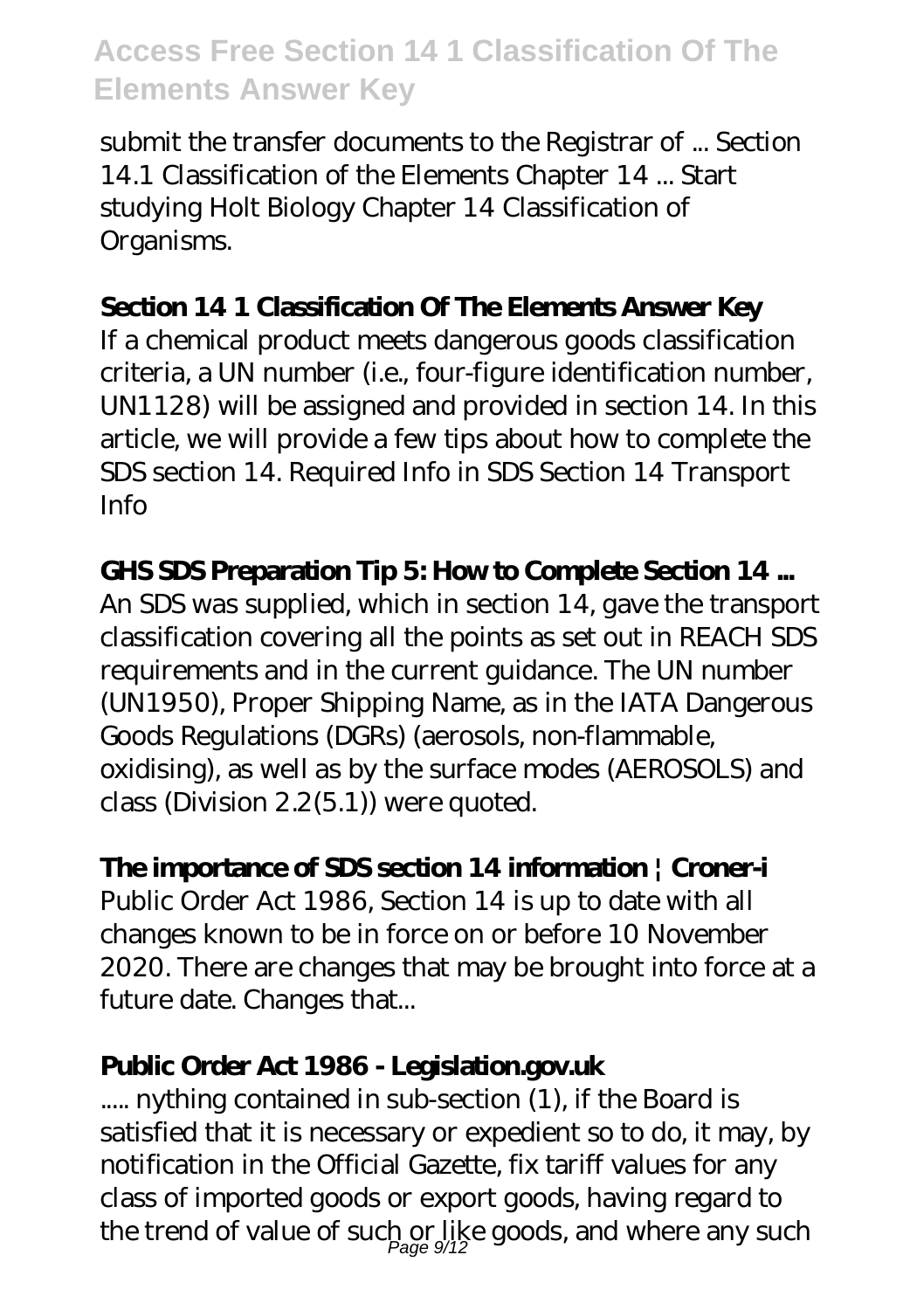submit the transfer documents to the Registrar of ... Section 14.1 Classification of the Elements Chapter 14 ... Start studying Holt Biology Chapter 14 Classification of Organisms.

### Section 14 1 Classification Of The Elements Answer Key

If a chemical product meets dangerous goods classification criteria, a UN number (i.e., four-figure identification number, UN1128) will be assigned and provided in section 14. In this article, we will provide a few tips about how to complete the SDS section 14. Required Info in SDS Section 14 Transport Info

### GHS SDS Preparation Tip 5: How to Complete Section 14 ...

An SDS was supplied, which in section 14, gave the transport classification covering all the points as set out in REACH SDS requirements and in the current guidance. The UN number (UN1950), Proper Shipping Name, as in the IATA Dangerous Goods Regulations (DGRs) (aerosols, non-flammable, oxidising), as well as by the surface modes (AEROSOLS) and class (Division 2.2(5.1)) were quoted.

### The importance of SDS section 14 information | Croner-i

Public Order Act 1986, Section 14 is up to date with all changes known to be in force on or before 10 November 2020. There are changes that may be brought into force at a future date. Changes that...

### Public Order Act 1986 - Legislation.gov.uk

..... nything contained in sub-section (1), if the Board is satisfied that it is necessary or expedient so to do, it may, by notification in the Official Gazette, fix tariff values for any class of imported goods or export goods, having regard to the trend of value of such or like goods, and where any such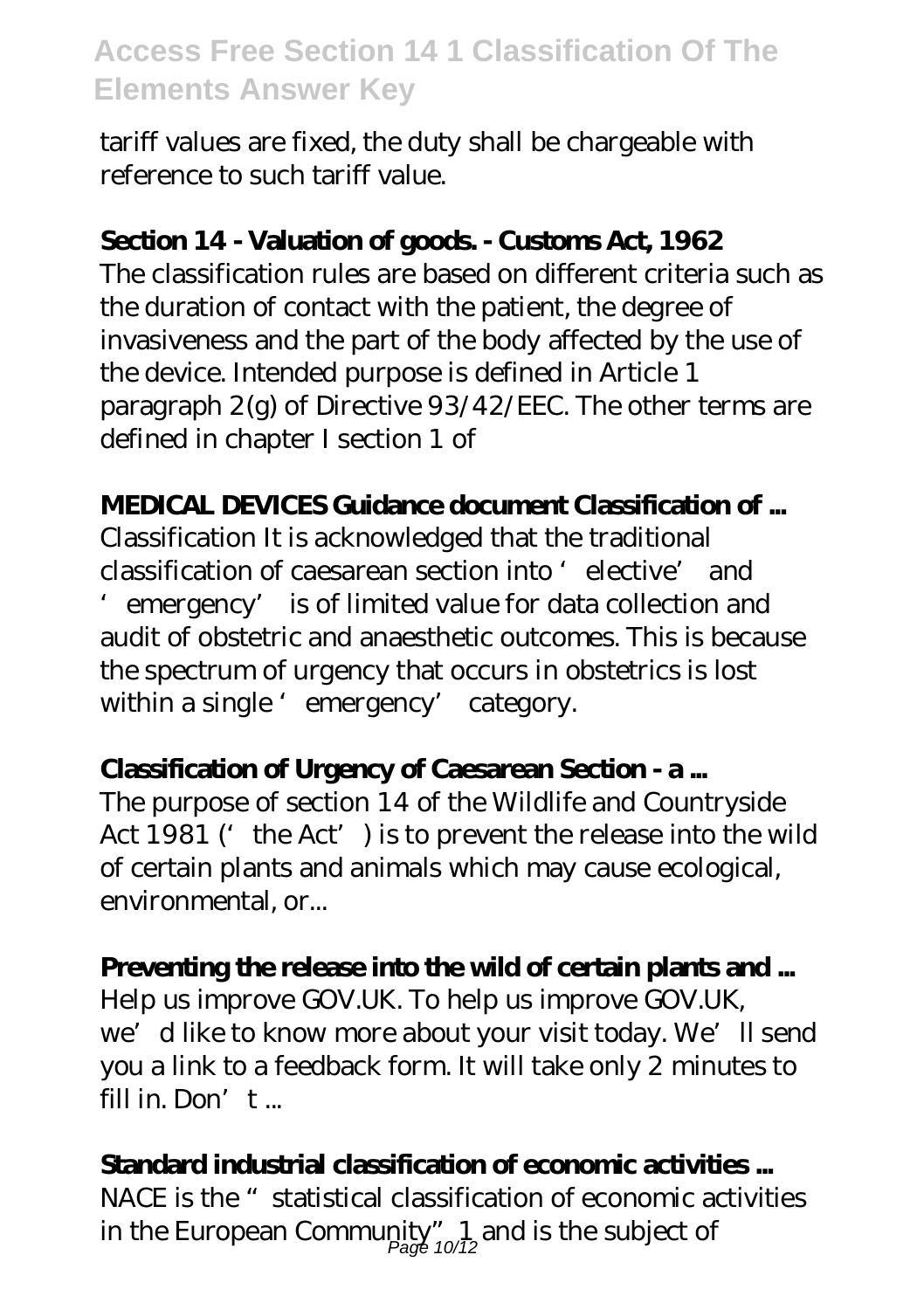tariff values are fixed, the duty shall be chargeable with reference to such tariff value.

**Section 14 - Valuation of goods. - Customs Act, 1962**

The classification rules are based on different criteria such as the duration of contact with the patient, the degree of invasiveness and the part of the body affected by the use of the device. Intended purpose is defined in Article 1 paragraph 2(g) of Directive 93/42/EEC. The other terms are defined in chapter I section 1 of

**MEDICAL DEVICES Guidance document Classification of ...**

Classification It is acknowledged that the traditional classification of caesarean section into 'elective' and 'emergency' is of limited value for data collection and audit of obstetric and anaesthetic outcomes. This is because the spectrum of urgency that occurs in obstetrics is lost within a single 'emergency' category.

**Classification of Urgency of Caesarean Section - a ...**

The purpose of section 14 of the Wildlife and Countryside Act 1981 ('the Act') is to prevent the release into the wild of certain plants and animals which may cause ecological, environmental, or...

**Preventing the release into the wild of certain plants and ...**

Help us improve GOV.UK. To help us improve GOV.UK, we'd like to know more about your visit today. We'll send you a link to a feedback form. It will take only 2 minutes to fill in. Don't ...

**Standard industrial classification of economic activities ...**

NACE is the "statistical classification of economic activities in the European Community" 1 and is the subject of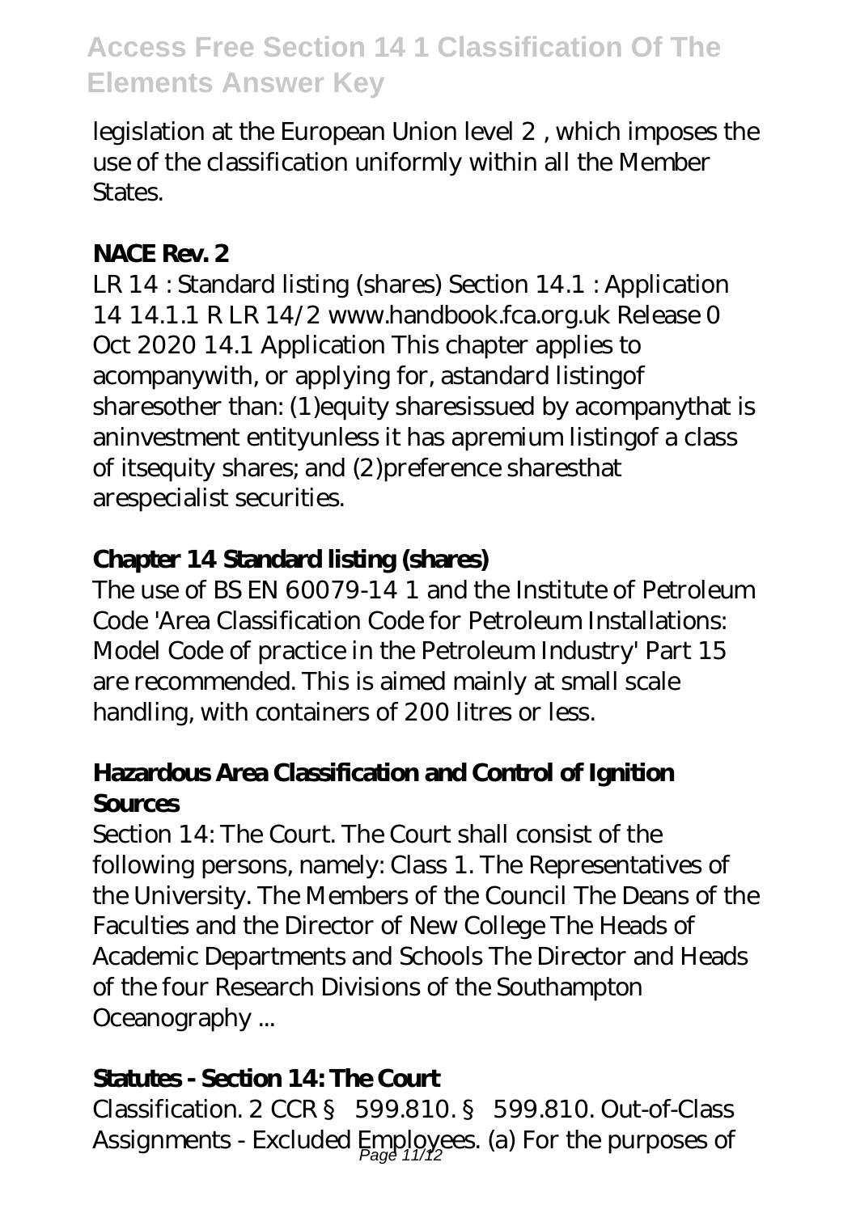legislation at the European Union level 2 , which imposes the use of the classification uniformly within all the Member States.

### NACE Rev. 2

LR 14 : Standard listing (shares) Section 14.1 : Application 14 14.1.1 R LR 14/2 www.handbook.fca.org.uk Release 0 Oct 2020 14.1 Application This chapter applies to acompanywith, or applying for, astandard listingof sharesother than: (1)equity sharesissued by acompanythat is aninvestment entityunless it has apremium listingof a class of itsequity shares; and (2)preference sharesthat arespecialist securities.

### Chapter 14 Standard listing (shares)

The use of BS EN 60079-14 1 and the Institute of Petroleum Code 'Area Classification Code for Petroleum Installations: Model Code of practice in the Petroleum Industry' Part 15 are recommended. This is aimed mainly at small scale handling, with containers of 200 litres or less.

### Hazardous Area Classification and Control of Ignition Sources

Section 14: The Court. The Court shall consist of the following persons, namely: Class 1. The Representatives of the University. The Members of the Council The Deans of the Faculties and the Director of New College The Heads of Academic Departments and Schools The Director and Heads of the four Research Divisions of the Southampton Oceanography ...

### Statutes - Section 14: The Court

Classification. 2 CCR § 599.810. § 599.810. Out-of-Class Assignments - Excluded Employees. (a) For the purposes of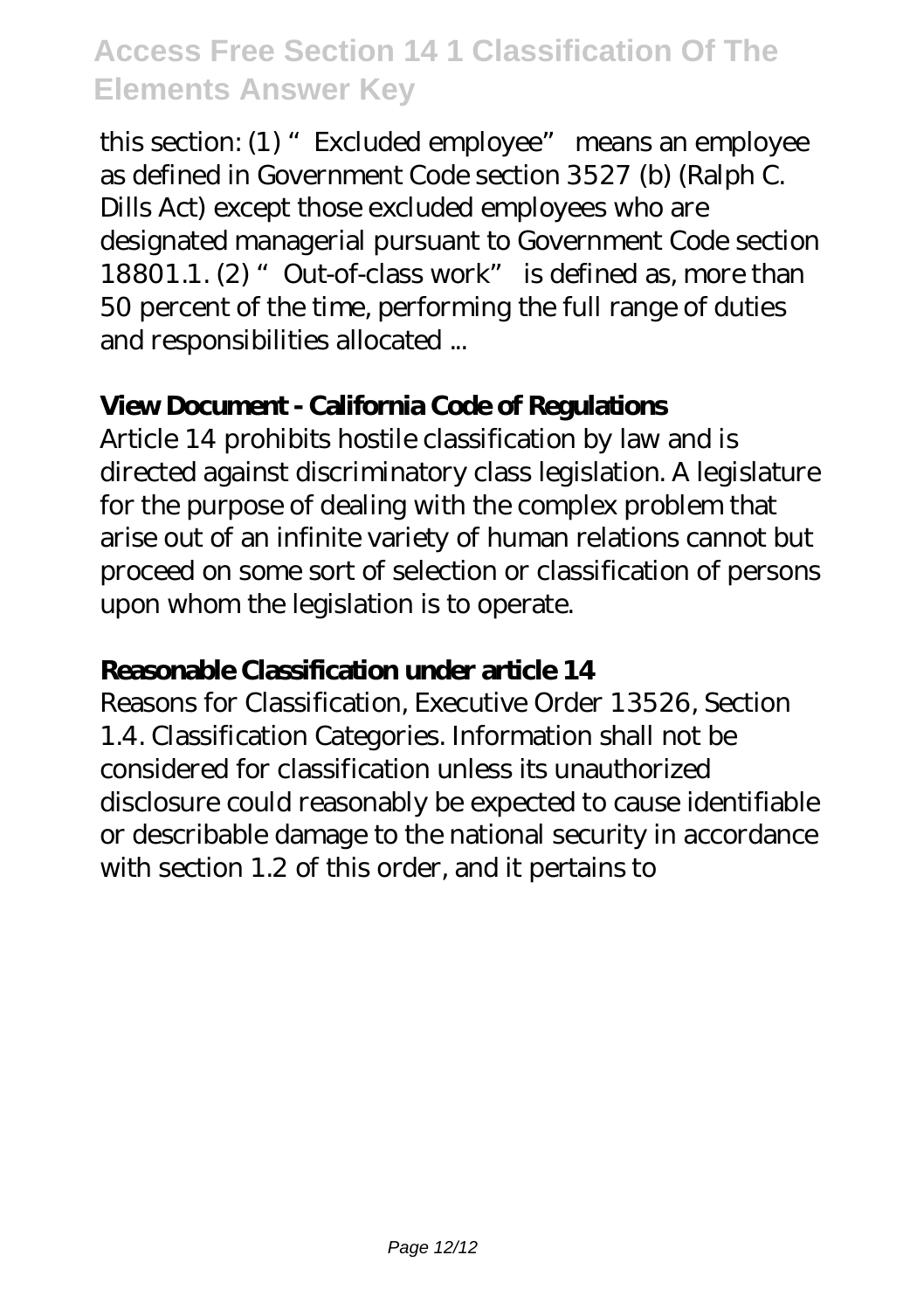this section: (1) "Excluded employee" means an employee as defined in Government Code section 3527 (b) (Ralph C. Dills Act) except those excluded employees who are designated managerial pursuant to Government Code section 18801.1. (2) "Out-of-class work" is defined as, more than 50 percent of the time, performing the full range of duties and responsibilities allocated ...

**View Document - California Code of Regulations**

Article 14 prohibits hostile classification by law and is directed against discriminatory class legislation. A legislature for the purpose of dealing with the complex problem that arise out of an infinite variety of human relations cannot but proceed on some sort of selection or classification of persons upon whom the legislation is to operate.

**Reasonable Classification under article 14**

Reasons for Classification, Executive Order 13526, Section 1.4. Classification Categories. Information shall not be considered for classification unless its unauthorized disclosure could reasonably be expected to cause identifiable or describable damage to the national security in accordance with section 1.2 of this order, and it pertains to